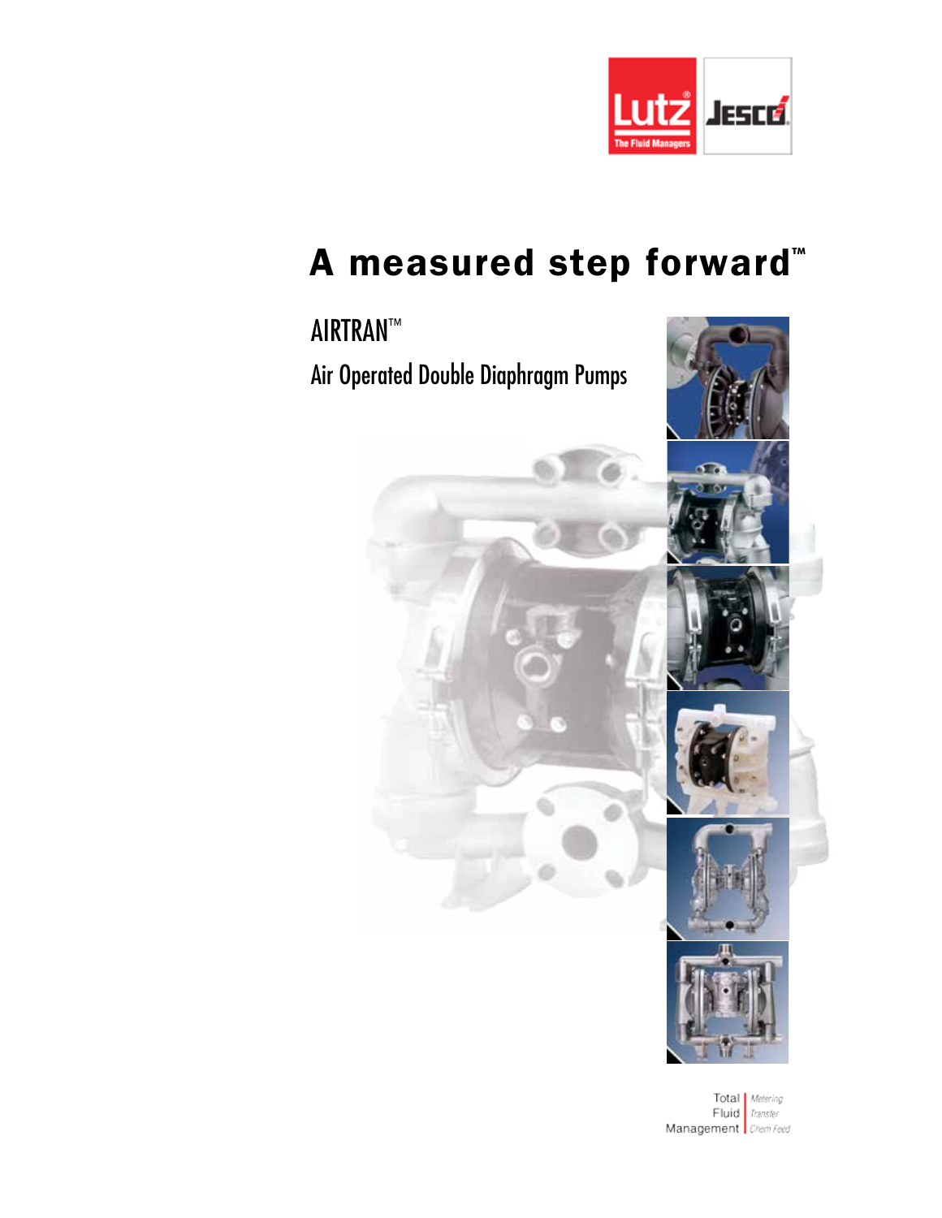Lutz
The Fluid Managers

JESCO

# A measured step forward™

## AIRTRAN™

## Air Operated Double Diaphragm Pumps

Total Fluid Management | Metering Transfer Chem Feed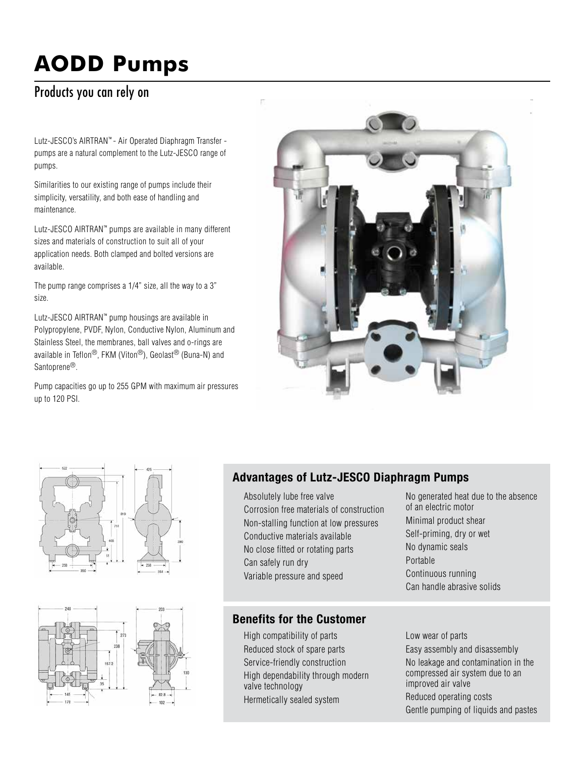# AODD Pumps

## Products you can rely on

Lutz-JESCO's AIRTRAN™ - Air Operated Diaphragm Transfer - pumps are a natural complement to the Lutz-JESCO range of pumps.

Similarities to our existing range of pumps include their simplicity, versatility, and both ease of handling and maintenance.

Lutz-JESCO AIRTRAN™ pumps are available in many different sizes and materials of construction to suit all of your application needs. Both clamped and bolted versions are available.

The pump range comprises a 1/4" size, all the way to a 3" size.

Lutz-JESCO AIRTRAN™ pump housings are available in Polypropylene, PVDF, Nylon, Conductive Nylon, Aluminum and Stainless Steel, the membranes, ball valves and o-rings are available in Teflon®, FKM (Viton®), Geolast® (Buna-N) and Santoprene®.

Pump capacities go up to 255 GPM with maximum air pressures up to 120 PSI.

### Advantages of Lutz-JESCO Diaphragm Pumps

- Absolutely lube free valve
- Corrosion free materials of construction
- Non-stalling function at low pressures
- Conductive materials available
- No close fitted or rotating parts
- Can safely run dry
- Variable pressure and speed
- No generated heat due to the absence of an electric motor
- Minimal product shear
- Self-priming, dry or wet
- No dynamic seals
- Portable
- Continuous running
- Can handle abrasive solids

### Benefits for the Customer

- High compatibility of parts
- Reduced stock of spare parts
- Service-friendly construction
- High dependability through modern valve technology
- Hermetically sealed system
- Low wear of parts
- Easy assembly and disassembly
- No leakage and contamination in the compressed air system due to an improved air valve
- Reduced operating costs
- Gentle pumping of liquids and pastes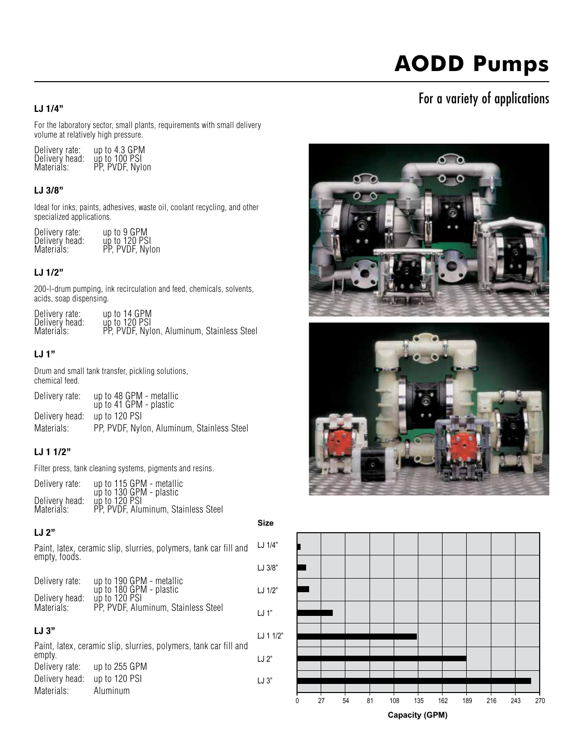# AODD Pumps

## For a variety of applications

### LJ 1/4"

For the laboratory sector, small plants, requirements with small delivery volume at relatively high pressure.

Delivery rate: up to 4.3 GPM
Delivery head: up to 100 PSI
Materials: PP, PVDF, Nylon

### LJ 3/8"

Ideal for inks, paints, adhesives, waste oil, coolant recycling, and other specialized applications.

Delivery rate: up to 9 GPM
Delivery head: up to 120 PSI
Materials: PP, PVDF, Nylon

### LJ 1/2"

200-l-drum pumping, ink recirculation and feed, chemicals, solvents, acids, soap dispensing.

Delivery rate: up to 14 GPM
Delivery head: up to 120 PSI
Materials: PP, PVDF, Nylon, Aluminum, Stainless Steel

### LJ 1"

Drum and small tank transfer, pickling solutions, chemical feed.

Delivery rate: up to 48 GPM - metallic
up to 41 GPM - plastic
Delivery head: up to 120 PSI
Materials: PP, PVDF, Nylon, Aluminum, Stainless Steel

### LJ 1 1/2"

Filter press, tank cleaning systems, pigments and resins.

Delivery rate: up to 115 GPM - metallic
up to 130 GPM - plastic
Delivery head: up to 120 PSI
Materials: PP, PVDF, Aluminum, Stainless Steel

### LJ 2"

Paint, latex, ceramic slip, slurries, polymers, tank car fill and empty, foods.

Delivery rate: up to 190 GPM - metallic
up to 180 GPM - plastic
Delivery head: up to 120 PSI
Materials: PP, PVDF, Aluminum, Stainless Steel

### LJ 3"

Paint, latex, ceramic slip, slurries, polymers, tank car fill and empty.

Delivery rate: up to 255 GPM
Delivery head: up to 120 PSI
Materials: Aluminum

Size: LJ 1/4", LJ 3/8", LJ 1/2", LJ 1", LJ 1 1/2", LJ 2", LJ 3"

Capacity (GPM): 0, 27, 54, 81, 108, 135, 162, 189, 216, 243, 270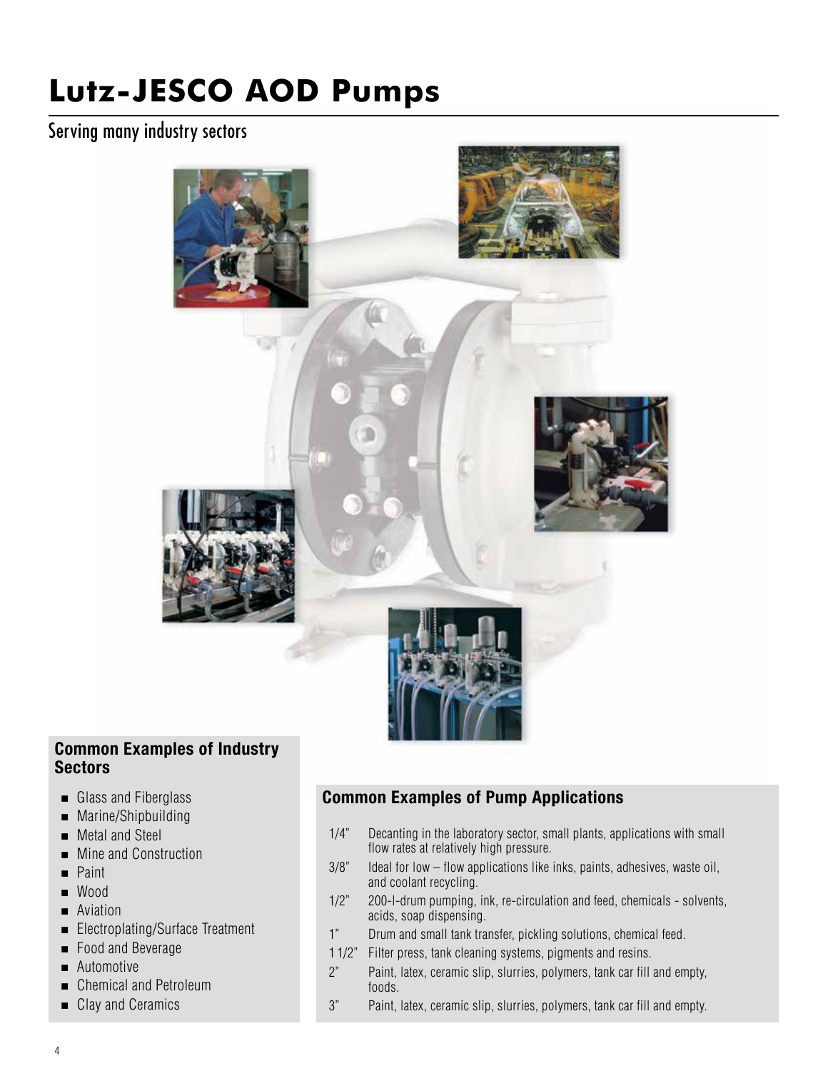# Lutz-JESCO AOD Pumps

Serving many industry sectors

### Common Examples of Industry Sectors

- Glass and Fiberglass
- Marine/Shipbuilding
- Metal and Steel
- Mine and Construction
- Paint
- Wood
- Aviation
- Electroplating/Surface Treatment
- Food and Beverage
- Automotive
- Chemical and Petroleum
- Clay and Ceramics

### Common Examples of Pump Applications

| | |
|---|---|
| 1/4" | Decanting in the laboratory sector, small plants, applications with small flow rates at relatively high pressure. |
| 3/8" | Ideal for low – flow applications like inks, paints, adhesives, waste oil, and coolant recycling. |
| 1/2" | 200-l-drum pumping, ink, re-circulation and feed, chemicals - solvents, acids, soap dispensing. |
| 1" | Drum and small tank transfer, pickling solutions, chemical feed. |
| 1 1/2" | Filter press, tank cleaning systems, pigments and resins. |
| 2" | Paint, latex, ceramic slip, slurries, polymers, tank car fill and empty, foods. |
| 3" | Paint, latex, ceramic slip, slurries, polymers, tank car fill and empty. |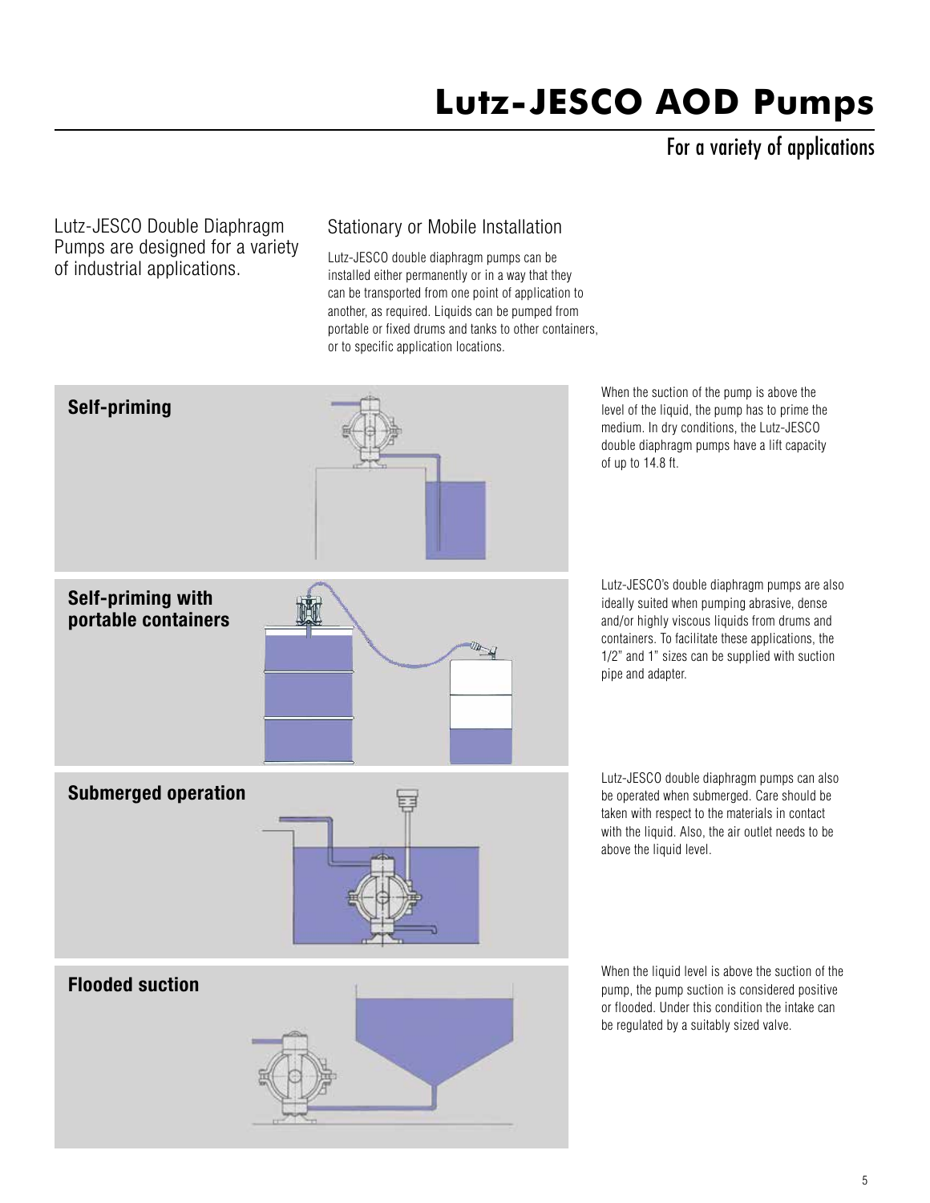# Lutz-JESCO AOD Pumps

## For a variety of applications

Lutz-JESCO Double Diaphragm Pumps are designed for a variety of industrial applications.

### Stationary or Mobile Installation

Lutz-JESCO double diaphragm pumps can be installed either permanently or in a way that they can be transported from one point of application to another, as required. Liquids can be pumped from portable or fixed drums and tanks to other containers, or to specific application locations.

**Self-priming**

When the suction of the pump is above the level of the liquid, the pump has to prime the medium. In dry conditions, the Lutz-JESCO double diaphragm pumps have a lift capacity of up to 14.8 ft.

**Self-priming with portable containers**

Lutz-JESCO's double diaphragm pumps are also ideally suited when pumping abrasive, dense and/or highly viscous liquids from drums and containers. To facilitate these applications, the 1/2" and 1" sizes can be supplied with suction pipe and adapter.

**Submerged operation**

Lutz-JESCO double diaphragm pumps can also be operated when submerged. Care should be taken with respect to the materials in contact with the liquid. Also, the air outlet needs to be above the liquid level.

**Flooded suction**

When the liquid level is above the suction of the pump, the pump suction is considered positive or flooded. Under this condition the intake can be regulated by a suitably sized valve.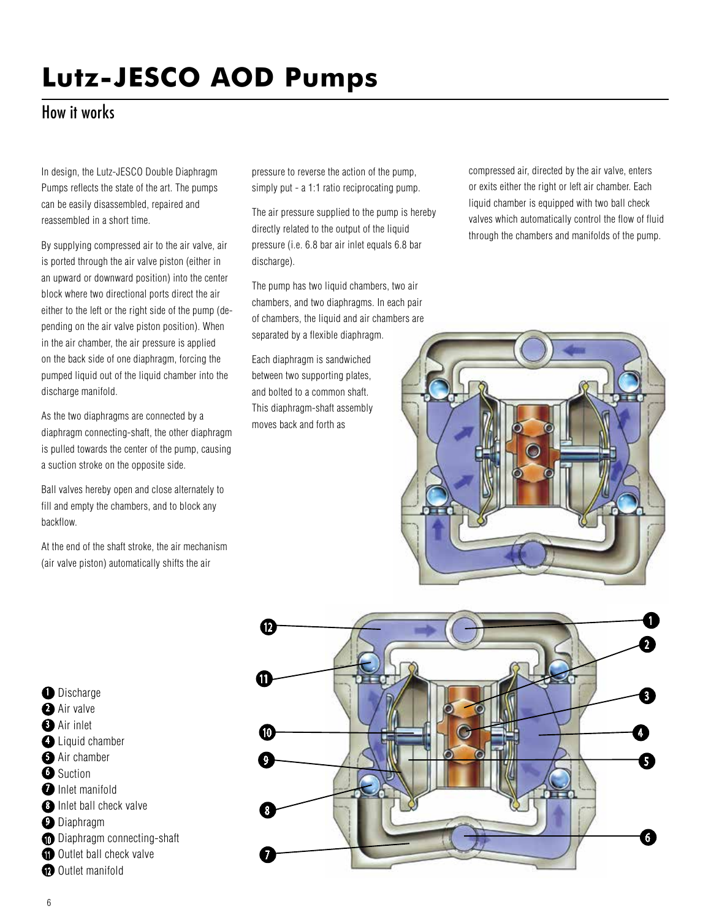# Lutz-JESCO AOD Pumps

## How it works

In design, the Lutz-JESCO Double Diaphragm Pumps reflects the state of the art. The pumps can be easily disassembled, repaired and reassembled in a short time.

By supplying compressed air to the air valve, air is ported through the air valve piston (either in an upward or downward position) into the center block where two directional ports direct the air either to the left or the right side of the pump (depending on the air valve piston position). When in the air chamber, the air pressure is applied on the back side of one diaphragm, forcing the pumped liquid out of the liquid chamber into the discharge manifold.

As the two diaphragms are connected by a diaphragm connecting-shaft, the other diaphragm is pulled towards the center of the pump, causing a suction stroke on the opposite side.

Ball valves hereby open and close alternately to fill and empty the chambers, and to block any backflow.

At the end of the shaft stroke, the air mechanism (air valve piston) automatically shifts the air pressure to reverse the action of the pump, simply put - a 1:1 ratio reciprocating pump.

The air pressure supplied to the pump is hereby directly related to the output of the liquid pressure (i.e. 6.8 bar air inlet equals 6.8 bar discharge).

The pump has two liquid chambers, two air chambers, and two diaphragms. In each pair of chambers, the liquid and air chambers are separated by a flexible diaphragm.

Each diaphragm is sandwiched between two supporting plates, and bolted to a common shaft. This diaphragm-shaft assembly moves back and forth as compressed air, directed by the air valve, enters or exits either the right or left air chamber. Each liquid chamber is equipped with two ball check valves which automatically control the flow of fluid through the chambers and manifolds of the pump.

1. Discharge
2. Air valve
3. Air inlet
4. Liquid chamber
5. Air chamber
6. Suction
7. Inlet manifold
8. Inlet ball check valve
9. Diaphragm
10. Diaphragm connecting-shaft
11. Outlet ball check valve
12. Outlet manifold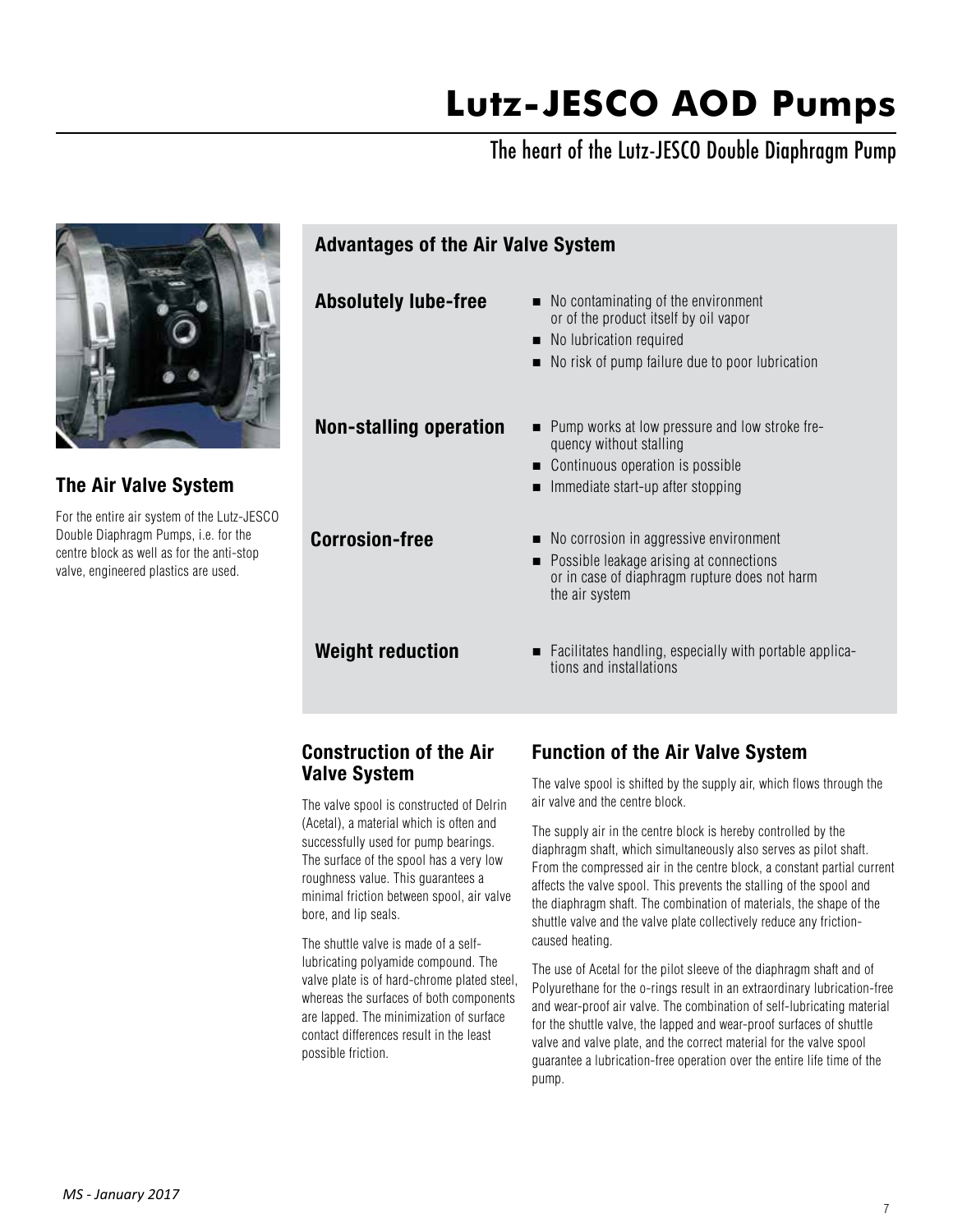# Lutz-JESCO AOD Pumps

The heart of the Lutz-JESCO Double Diaphragm Pump

## The Air Valve System

For the entire air system of the Lutz-JESCO Double Diaphragm Pumps, i.e. for the centre block as well as for the anti-stop valve, engineered plastics are used.

## Advantages of the Air Valve System

**Absolutely lube-free**

- No contaminating of the environment or of the product itself by oil vapor
- No lubrication required
- No risk of pump failure due to poor lubrication

**Non-stalling operation**

- Pump works at low pressure and low stroke frequency without stalling
- Continuous operation is possible
- Immediate start-up after stopping

**Corrosion-free**

- No corrosion in aggressive environment
- Possible leakage arising at connections or in case of diaphragm rupture does not harm the air system

**Weight reduction**

- Facilitates handling, especially with portable applications and installations

## Construction of the Air Valve System

The valve spool is constructed of Delrin (Acetal), a material which is often and successfully used for pump bearings. The surface of the spool has a very low roughness value. This guarantees a minimal friction between spool, air valve bore, and lip seals.

The shuttle valve is made of a self-lubricating polyamide compound. The valve plate is of hard-chrome plated steel, whereas the surfaces of both components are lapped. The minimization of surface contact differences result in the least possible friction.

## Function of the Air Valve System

The valve spool is shifted by the supply air, which flows through the air valve and the centre block.

The supply air in the centre block is hereby controlled by the diaphragm shaft, which simultaneously also serves as pilot shaft. From the compressed air in the centre block, a constant partial current affects the valve spool. This prevents the stalling of the spool and the diaphragm shaft. The combination of materials, the shape of the shuttle valve and the valve plate collectively reduce any friction-caused heating.

The use of Acetal for the pilot sleeve of the diaphragm shaft and of Polyurethane for the o-rings result in an extraordinary lubrication-free and wear-proof air valve. The combination of self-lubricating material for the shuttle valve, the lapped and wear-proof surfaces of shuttle valve and valve plate, and the correct material for the valve spool guarantee a lubrication-free operation over the entire life time of the pump.

*MS - January 2017*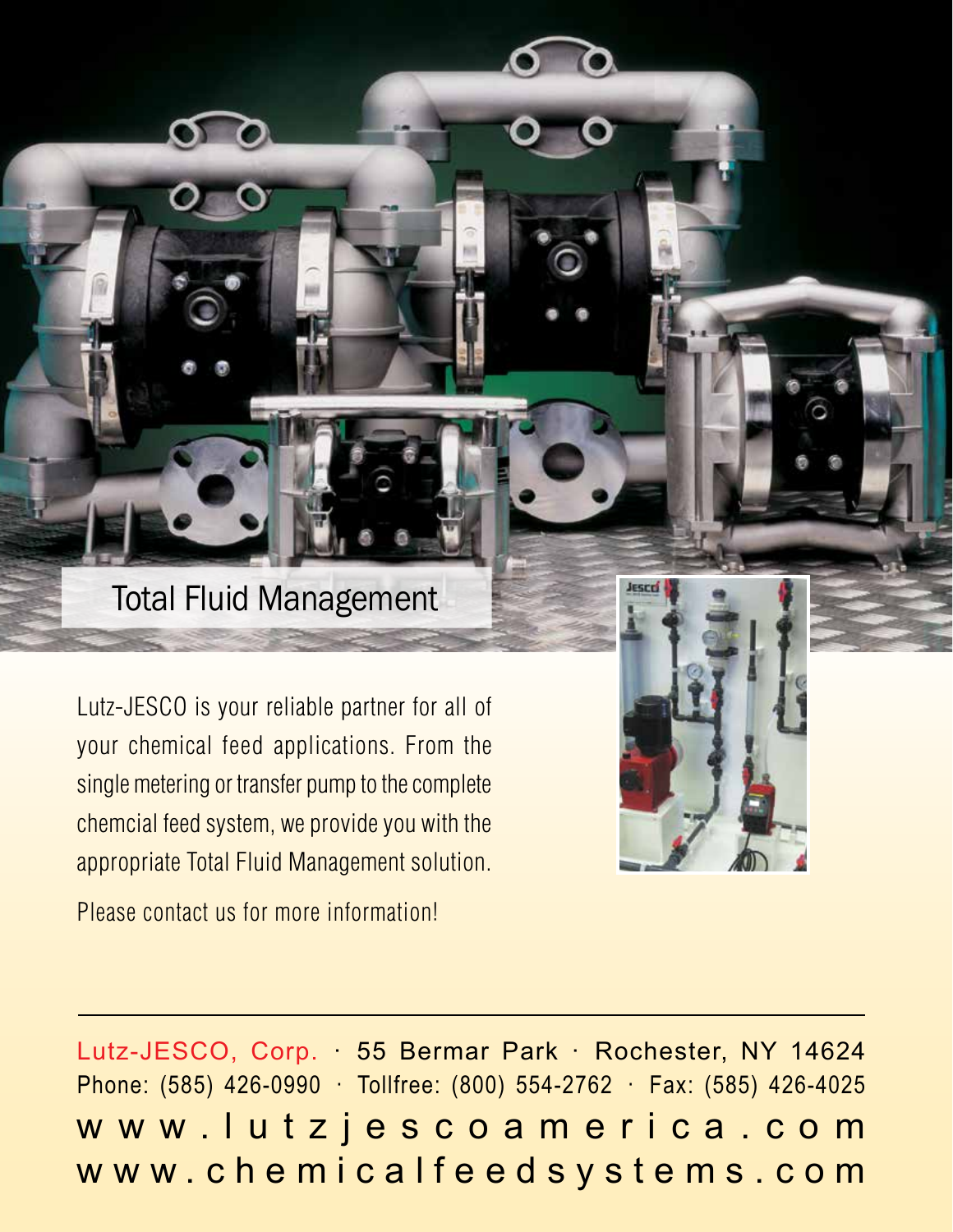# Total Fluid Management

Lutz-JESCO is your reliable partner for all of your chemical feed applications. From the single metering or transfer pump to the complete chemcial feed system, we provide you with the appropriate Total Fluid Management solution.

Please contact us for more information!

---

Lutz-JESCO, Corp. · 55 Bermar Park · Rochester, NY 14624
Phone: (585) 426-0990 · Tollfree: (800) 554-2762 · Fax: (585) 426-4025
www.lutzjescoamerica.com
www.chemicalfeedsystems.com